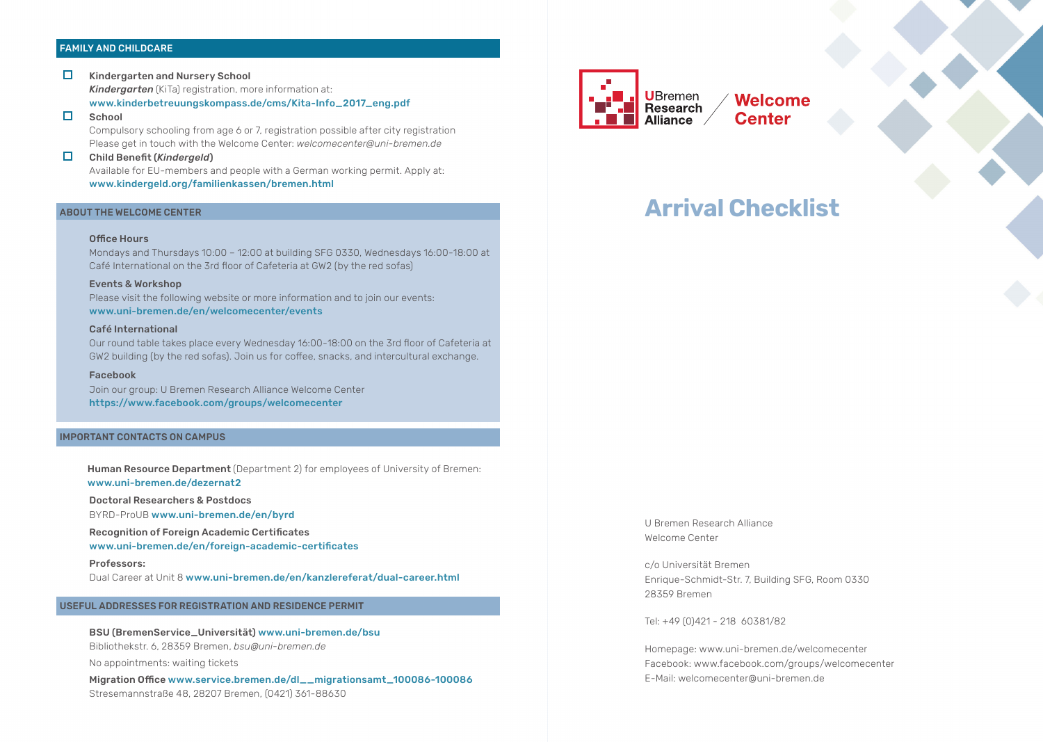## FAMILY AND CHILDCARE

- [ ] **Kindergarten and Nursery School**
  ***Kindergarten*** (KiTa) registration, more information at:
  **www.kinderbetreuungskompass.de/cms/Kita-Info_2017_eng.pdf**
- [ ] **School**
  Compulsory schooling from age 6 or 7, registration possible after city registration
  Please get in touch with the Welcome Center: *welcomecenter@uni-bremen.de*
- [ ] **Child Benefit (*Kindergeld*)**
  Available for EU-members and people with a German working permit. Apply at:
  **www.kindergeld.org/familienkassen/bremen.html**

## ABOUT THE WELCOME CENTER

**Office Hours**
Mondays and Thursdays 10:00 – 12:00 at building SFG 0330, Wednesdays 16:00-18:00 at Café International on the 3rd floor of Cafeteria at GW2 (by the red sofas)

**Events & Workshop**
Please visit the following website or more information and to join our events:
**www.uni-bremen.de/en/welcomecenter/events**

**Café International**
Our round table takes place every Wednesday 16:00-18:00 on the 3rd floor of Cafeteria at GW2 building (by the red sofas). Join us for coffee, snacks, and intercultural exchange.

**Facebook**
Join our group: U Bremen Research Alliance Welcome Center
**https://www.facebook.com/groups/welcomecenter**

## IMPORTANT CONTACTS ON CAMPUS

**Human Resource Department** (Department 2) for employees of University of Bremen:
**www.uni-bremen.de/dezernat2**

**Doctoral Researchers & Postdocs**
BYRD-ProUB **www.uni-bremen.de/en/byrd**

**Recognition of Foreign Academic Certificates**
**www.uni-bremen.de/en/foreign-academic-certificates**

**Professors:**
Dual Career at Unit 8 **www.uni-bremen.de/en/kanzlereferat/dual-career.html**

## USEFUL ADDRESSES FOR REGISTRATION AND RESIDENCE PERMIT

**BSU (BremenService_Universität)** **www.uni-bremen.de/bsu**
Bibliothekstr. 6, 28359 Bremen, *bsu@uni-bremen.de*

No appointments: waiting tickets

**Migration Office** **www.service.bremen.de/dl__migrationsamt_100086-100086**
Stresemannstraße 48, 28207 Bremen, (0421) 361-88630

---

UBremen Research Alliance — Welcome Center

# Arrival Checklist

U Bremen Research Alliance
Welcome Center

c/o Universität Bremen
Enrique-Schmidt-Str. 7, Building SFG, Room 0330
28359 Bremen

Tel: +49 (0)421 - 218 60381/82

Homepage: www.uni-bremen.de/welcomecenter
Facebook: www.facebook.com/groups/welcomecenter
E-Mail: welcomecenter@uni-bremen.de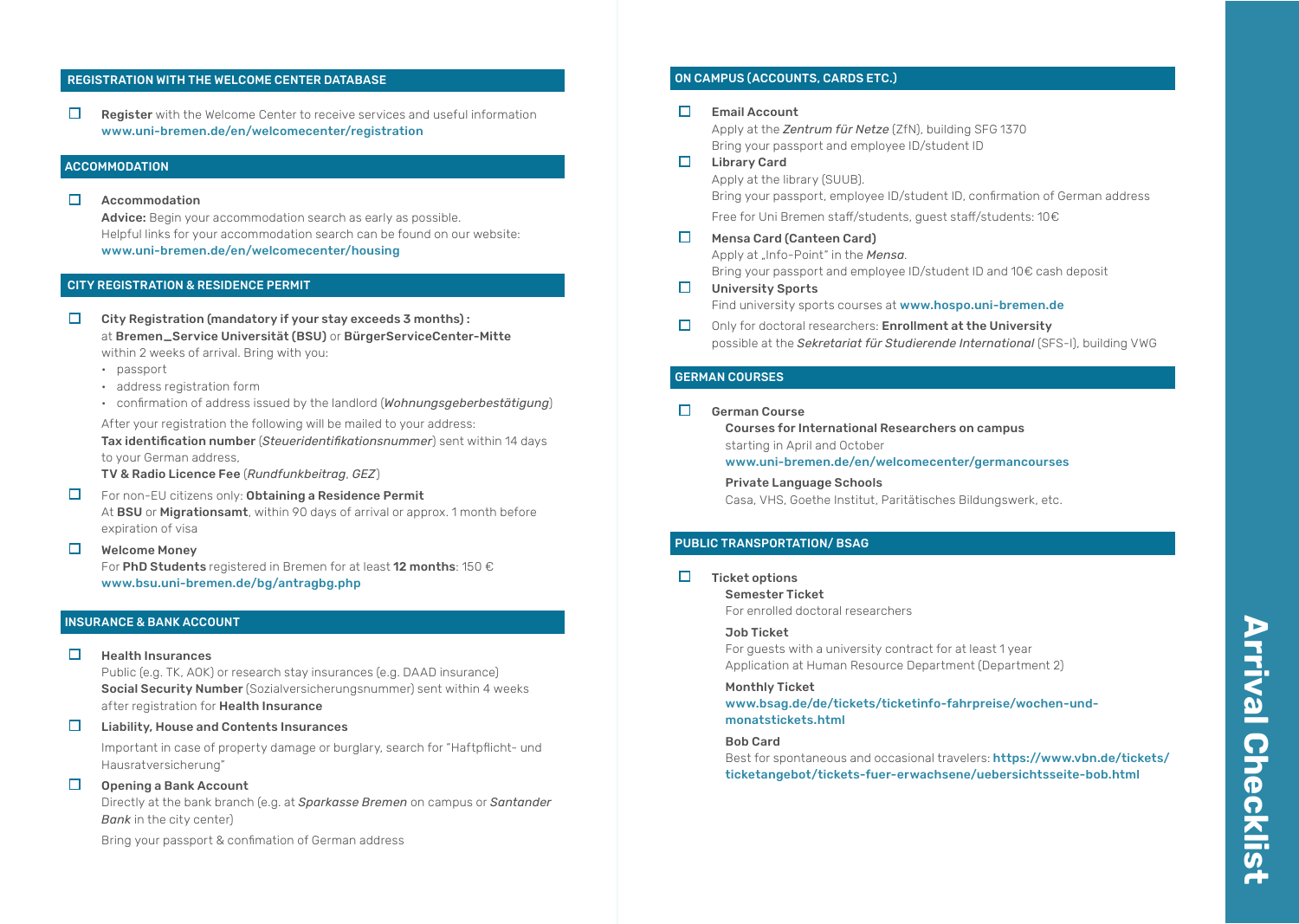# Arrival Checklist

## REGISTRATION WITH THE WELCOME CENTER DATABASE

- ☐ **Register** with the Welcome Center to receive services and useful information
  www.uni-bremen.de/en/welcomecenter/registration

## ACCOMMODATION

- ☐ **Accommodation**
  **Advice:** Begin your accommodation search as early as possible.
  Helpful links for your accommodation search can be found on our website:
  www.uni-bremen.de/en/welcomecenter/housing

## CITY REGISTRATION & RESIDENCE PERMIT

- ☐ **City Registration (mandatory if your stay exceeds 3 months) :**
  at **Bremen_Service Universität (BSU)** or **BürgerServiceCenter-Mitte**
  within 2 weeks of arrival. Bring with you:
  - passport
  - address registration form
  - confirmation of address issued by the landlord (*Wohnungsgeberbestätigung*)

  After your registration the following will be mailed to your address:
  **Tax identification number** (*Steueridentifikationsnummer*) sent within 14 days to your German address,
  **TV & Radio Licence Fee** (*Rundfunkbeitrag*, *GEZ*)
- ☐ For non-EU citizens only: **Obtaining a Residence Permit**
  At **BSU** or **Migrationsamt**, within 90 days of arrival or approx. 1 month before expiration of visa
- ☐ **Welcome Money**
  For **PhD Students** registered in Bremen for at least **12 months**: 150 €
  www.bsu.uni-bremen.de/bg/antragbg.php

## INSURANCE & BANK ACCOUNT

- ☐ **Health Insurances**
  Public (e.g. TK, AOK) or research stay insurances (e.g. DAAD insurance)
  **Social Security Number** (Sozialversicherungsnummer) sent within 4 weeks after registration for **Health Insurance**
- ☐ **Liability, House and Contents Insurances**
  Important in case of property damage or burglary, search for "Haftpflicht- und Hausratversicherung"
- ☐ **Opening a Bank Account**
  Directly at the bank branch (e.g. at *Sparkasse Bremen* on campus or *Santander Bank* in the city center)
  Bring your passport & confimation of German address

## ON CAMPUS (ACCOUNTS, CARDS ETC.)

- ☐ **Email Account**
  Apply at the *Zentrum für Netze* (ZfN), building SFG 1370
  Bring your passport and employee ID/student ID
- ☐ **Library Card**
  Apply at the library (SUUB).
  Bring your passport, employee ID/student ID, confirmation of German address
  Free for Uni Bremen staff/students, guest staff/students: 10€
- ☐ **Mensa Card (Canteen Card)**
  Apply at „Info-Point" in the *Mensa*.
  Bring your passport and employee ID/student ID and 10€ cash deposit
- ☐ **University Sports**
  Find university sports courses at www.hospo.uni-bremen.de
- ☐ Only for doctoral researchers: **Enrollment at the University**
  possible at the *Sekretariat für Studierende International* (SFS-I), building VWG

## GERMAN COURSES

- ☐ **German Course**
  **Courses for International Researchers on campus**
  starting in April and October
  www.uni-bremen.de/en/welcomecenter/germancourses

  **Private Language Schools**
  Casa, VHS, Goethe Institut, Paritätisches Bildungswerk, etc.

## PUBLIC TRANSPORTATION/ BSAG

- ☐ **Ticket options**
  **Semester Ticket**
  For enrolled doctoral researchers

  **Job Ticket**
  For guests with a university contract for at least 1 year
  Application at Human Resource Department (Department 2)

  **Monthly Ticket**
  www.bsag.de/de/tickets/ticketinfo-fahrpreise/wochen-und-monatstickets.html

  **Bob Card**
  Best for spontaneous and occasional travelers: https://www.vbn.de/tickets/ticketangebot/tickets-fuer-erwachsene/uebersichtsseite-bob.html